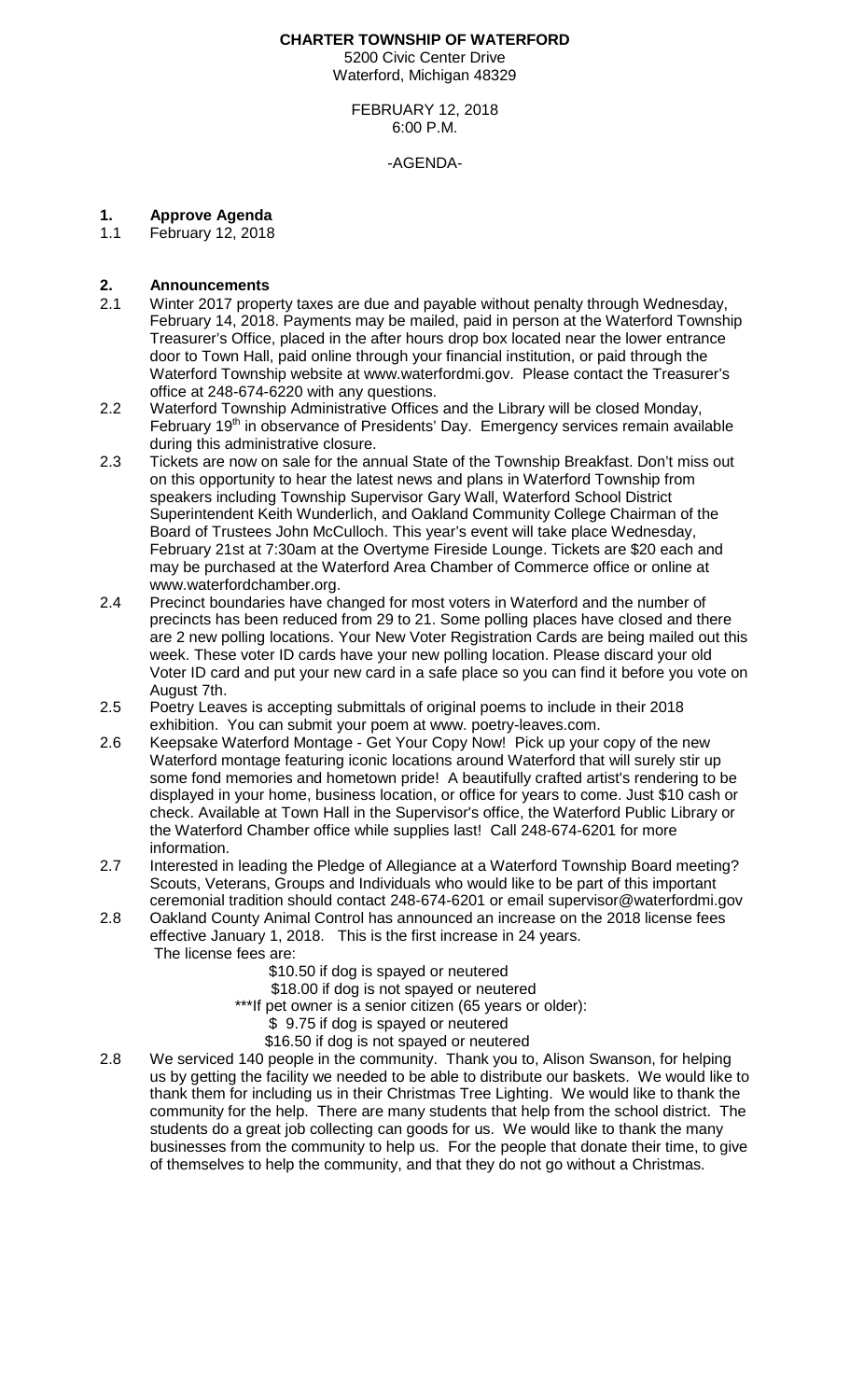**CHARTER TOWNSHIP OF WATERFORD**
5200 Civic Center Drive
Waterford, Michigan 48329

FEBRUARY 12, 2018
6:00 P.M.

-AGENDA-

**1. Approve Agenda**

1.1 February 12, 2018

**2. Announcements**

2.1 Winter 2017 property taxes are due and payable without penalty through Wednesday, February 14, 2018. Payments may be mailed, paid in person at the Waterford Township Treasurer's Office, placed in the after hours drop box located near the lower entrance door to Town Hall, paid online through your financial institution, or paid through the Waterford Township website at www.waterfordmi.gov. Please contact the Treasurer's office at 248-674-6220 with any questions.

2.2 Waterford Township Administrative Offices and the Library will be closed Monday, February 19th in observance of Presidents' Day. Emergency services remain available during this administrative closure.

2.3 Tickets are now on sale for the annual State of the Township Breakfast. Don't miss out on this opportunity to hear the latest news and plans in Waterford Township from speakers including Township Supervisor Gary Wall, Waterford School District Superintendent Keith Wunderlich, and Oakland Community College Chairman of the Board of Trustees John McCulloch. This year's event will take place Wednesday, February 21st at 7:30am at the Overtyme Fireside Lounge. Tickets are $20 each and may be purchased at the Waterford Area Chamber of Commerce office or online at www.waterfordchamber.org.

2.4 Precinct boundaries have changed for most voters in Waterford and the number of precincts has been reduced from 29 to 21. Some polling places have closed and there are 2 new polling locations. Your New Voter Registration Cards are being mailed out this week. These voter ID cards have your new polling location. Please discard your old Voter ID card and put your new card in a safe place so you can find it before you vote on August 7th.

2.5 Poetry Leaves is accepting submittals of original poems to include in their 2018 exhibition. You can submit your poem at www. poetry-leaves.com.

2.6 Keepsake Waterford Montage - Get Your Copy Now! Pick up your copy of the new Waterford montage featuring iconic locations around Waterford that will surely stir up some fond memories and hometown pride! A beautifully crafted artist's rendering to be displayed in your home, business location, or office for years to come. Just $10 cash or check. Available at Town Hall in the Supervisor's office, the Waterford Public Library or the Waterford Chamber office while supplies last! Call 248-674-6201 for more information.

2.7 Interested in leading the Pledge of Allegiance at a Waterford Township Board meeting? Scouts, Veterans, Groups and Individuals who would like to be part of this important ceremonial tradition should contact 248-674-6201 or email supervisor@waterfordmi.gov

2.8 Oakland County Animal Control has announced an increase on the 2018 license fees effective January 1, 2018. This is the first increase in 24 years.
The license fees are:
$10.50 if dog is spayed or neutered
$18.00 if dog is not spayed or neutered
***If pet owner is a senior citizen (65 years or older):
$ 9.75 if dog is spayed or neutered
$16.50 if dog is not spayed or neutered

2.8 We serviced 140 people in the community. Thank you to, Alison Swanson, for helping us by getting the facility we needed to be able to distribute our baskets. We would like to thank them for including us in their Christmas Tree Lighting. We would like to thank the community for the help. There are many students that help from the school district. The students do a great job collecting can goods for us. We would like to thank the many businesses from the community to help us. For the people that donate their time, to give of themselves to help the community, and that they do not go without a Christmas.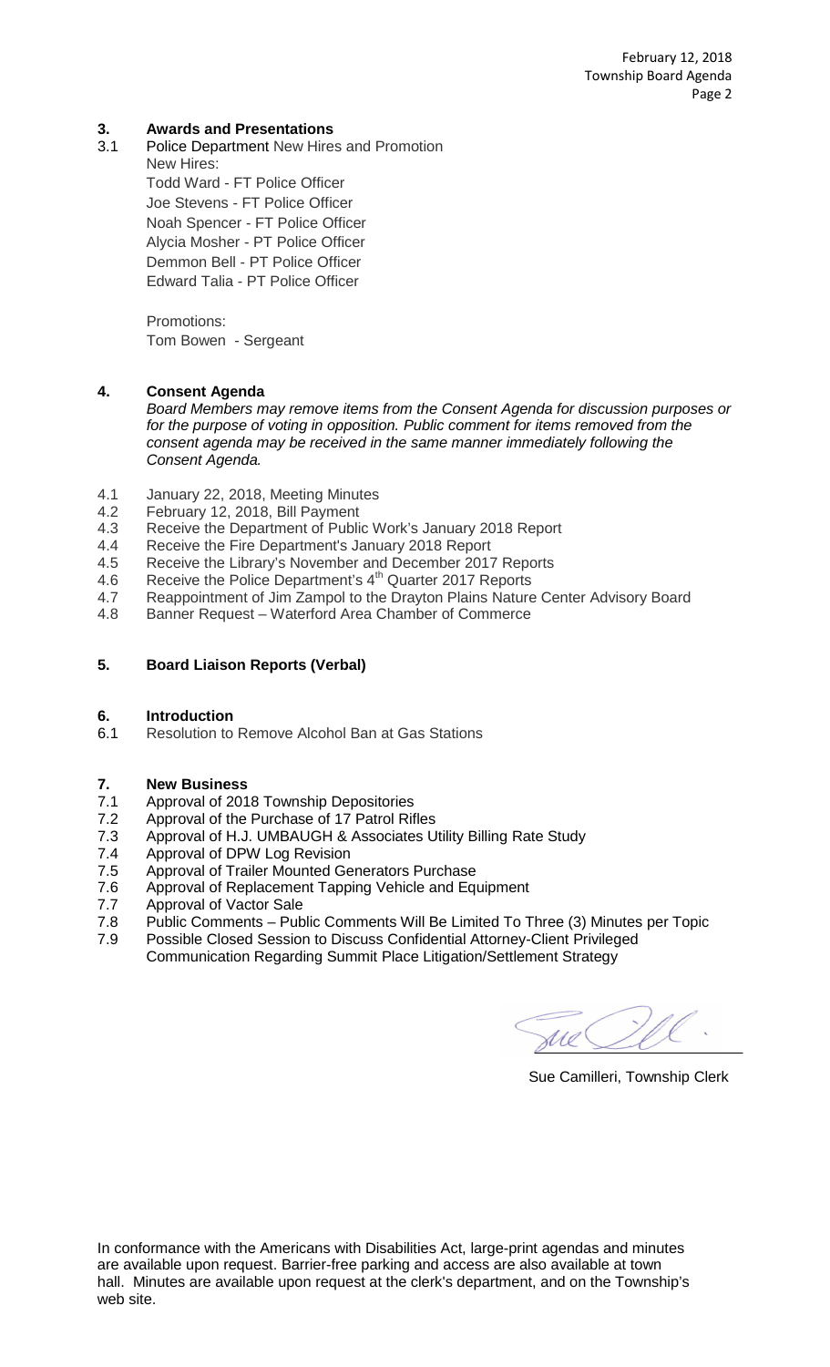## 3. Awards and Presentations

3.1 Police Department New Hires and Promotion

New Hires:

Todd Ward - FT Police Officer
Joe Stevens - FT Police Officer
Noah Spencer - FT Police Officer
Alycia Mosher - PT Police Officer
Demmon Bell - PT Police Officer
Edward Talia - PT Police Officer

Promotions:

Tom Bowen - Sergeant

## 4. Consent Agenda

*Board Members may remove items from the Consent Agenda for discussion purposes or for the purpose of voting in opposition. Public comment for items removed from the consent agenda may be received in the same manner immediately following the Consent Agenda.*

4.1 January 22, 2018, Meeting Minutes
4.2 February 12, 2018, Bill Payment
4.3 Receive the Department of Public Work's January 2018 Report
4.4 Receive the Fire Department's January 2018 Report
4.5 Receive the Library's November and December 2017 Reports
4.6 Receive the Police Department's 4th Quarter 2017 Reports
4.7 Reappointment of Jim Zampol to the Drayton Plains Nature Center Advisory Board
4.8 Banner Request – Waterford Area Chamber of Commerce

## 5. Board Liaison Reports (Verbal)

## 6. Introduction

6.1 Resolution to Remove Alcohol Ban at Gas Stations

## 7. New Business

7.1 Approval of 2018 Township Depositories
7.2 Approval of the Purchase of 17 Patrol Rifles
7.3 Approval of H.J. UMBAUGH & Associates Utility Billing Rate Study
7.4 Approval of DPW Log Revision
7.5 Approval of Trailer Mounted Generators Purchase
7.6 Approval of Replacement Tapping Vehicle and Equipment
7.7 Approval of Vactor Sale
7.8 Public Comments – Public Comments Will Be Limited To Three (3) Minutes per Topic
7.9 Possible Closed Session to Discuss Confidential Attorney-Client Privileged Communication Regarding Summit Place Litigation/Settlement Strategy

Sue Camilleri, Township Clerk

In conformance with the Americans with Disabilities Act, large-print agendas and minutes are available upon request. Barrier-free parking and access are also available at town hall. Minutes are available upon request at the clerk's department, and on the Township's web site.